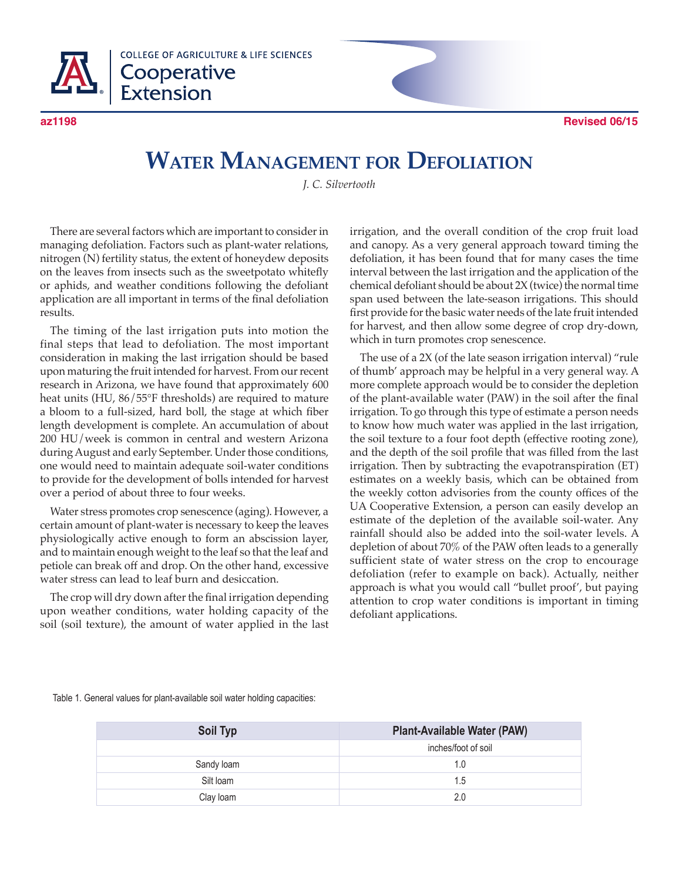COLLEGE OF AGRICULTURE & LIFE SCIENCES
Cooperative Extension

**az1198** **Revised 06/15**

# Water Management for Defoliation

*J. C. Silvertooth*

There are several factors which are important to consider in managing defoliation. Factors such as plant-water relations, nitrogen (N) fertility status, the extent of honeydew deposits on the leaves from insects such as the sweetpotato whitefly or aphids, and weather conditions following the defoliant application are all important in terms of the final defoliation results.

The timing of the last irrigation puts into motion the final steps that lead to defoliation. The most important consideration in making the last irrigation should be based upon maturing the fruit intended for harvest. From our recent research in Arizona, we have found that approximately 600 heat units (HU, 86/55°F thresholds) are required to mature a bloom to a full-sized, hard boll, the stage at which fiber length development is complete. An accumulation of about 200 HU/week is common in central and western Arizona during August and early September. Under those conditions, one would need to maintain adequate soil-water conditions to provide for the development of bolls intended for harvest over a period of about three to four weeks.

Water stress promotes crop senescence (aging). However, a certain amount of plant-water is necessary to keep the leaves physiologically active enough to form an abscission layer, and to maintain enough weight to the leaf so that the leaf and petiole can break off and drop. On the other hand, excessive water stress can lead to leaf burn and desiccation.

The crop will dry down after the final irrigation depending upon weather conditions, water holding capacity of the soil (soil texture), the amount of water applied in the last irrigation, and the overall condition of the crop fruit load and canopy. As a very general approach toward timing the defoliation, it has been found that for many cases the time interval between the last irrigation and the application of the chemical defoliant should be about 2X (twice) the normal time span used between the late-season irrigations. This should first provide for the basic water needs of the late fruit intended for harvest, and then allow some degree of crop dry-down, which in turn promotes crop senescence.

The use of a 2X (of the late season irrigation interval) "rule of thumb' approach may be helpful in a very general way. A more complete approach would be to consider the depletion of the plant-available water (PAW) in the soil after the final irrigation. To go through this type of estimate a person needs to know how much water was applied in the last irrigation, the soil texture to a four foot depth (effective rooting zone), and the depth of the soil profile that was filled from the last irrigation. Then by subtracting the evapotranspiration (ET) estimates on a weekly basis, which can be obtained from the weekly cotton advisories from the county offices of the UA Cooperative Extension, a person can easily develop an estimate of the depletion of the available soil-water. Any rainfall should also be added into the soil-water levels. A depletion of about 70% of the PAW often leads to a generally sufficient state of water stress on the crop to encourage defoliation (refer to example on back). Actually, neither approach is what you would call "bullet proof', but paying attention to crop water conditions is important in timing defoliant applications.

Table 1. General values for plant-available soil water holding capacities:

| Soil Typ | Plant-Available Water (PAW) |
|---|---|
| | inches/foot of soil |
| Sandy loam | 1.0 |
| Silt loam | 1.5 |
| Clay loam | 2.0 |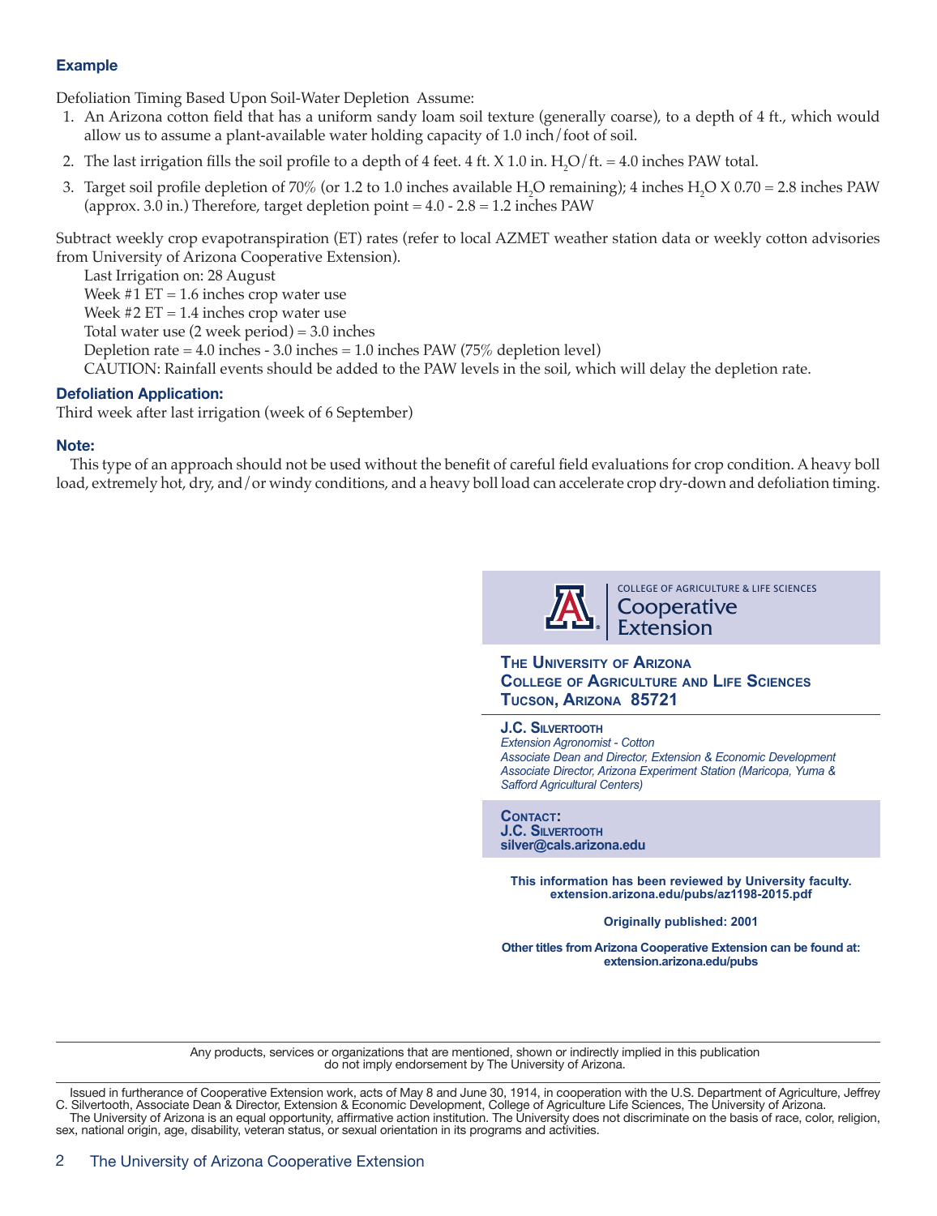### Example

Defoliation Timing Based Upon Soil-Water Depletion Assume:

1. An Arizona cotton field that has a uniform sandy loam soil texture (generally coarse), to a depth of 4 ft., which would allow us to assume a plant-available water holding capacity of 1.0 inch/foot of soil.
2. The last irrigation fills the soil profile to a depth of 4 feet. 4 ft. X 1.0 in. $H_2O$/ft. = 4.0 inches PAW total.
3. Target soil profile depletion of 70% (or 1.2 to 1.0 inches available $H_2O$ remaining); 4 inches $H_2O$ X 0.70 = 2.8 inches PAW (approx. 3.0 in.) Therefore, target depletion point = 4.0 - 2.8 = 1.2 inches PAW

Subtract weekly crop evapotranspiration (ET) rates (refer to local AZMET weather station data or weekly cotton advisories from University of Arizona Cooperative Extension).

Last Irrigation on: 28 August
Week #1 ET = 1.6 inches crop water use
Week #2 ET = 1.4 inches crop water use
Total water use (2 week period) = 3.0 inches
Depletion rate = 4.0 inches - 3.0 inches = 1.0 inches PAW (75% depletion level)
CAUTION: Rainfall events should be added to the PAW levels in the soil, which will delay the depletion rate.

### Defoliation Application:

Third week after last irrigation (week of 6 September)

### Note:

This type of an approach should not be used without the benefit of careful field evaluations for crop condition. A heavy boll load, extremely hot, dry, and/or windy conditions, and a heavy boll load can accelerate crop dry-down and defoliation timing.

COLLEGE OF AGRICULTURE & LIFE SCIENCES
Cooperative Extension

**The University of Arizona**
**College of Agriculture and Life Sciences**
**Tucson, Arizona 85721**

**J.C. Silvertooth**
*Extension Agronomist - Cotton*
*Associate Dean and Director, Extension & Economic Development*
*Associate Director, Arizona Experiment Station (Maricopa, Yuma & Safford Agricultural Centers)*

**Contact:**
**J.C. Silvertooth**
**silver@cals.arizona.edu**

**This information has been reviewed by University faculty.**
**extension.arizona.edu/pubs/az1198-2015.pdf**

**Originally published: 2001**

**Other titles from Arizona Cooperative Extension can be found at:**
**extension.arizona.edu/pubs**

Any products, services or organizations that are mentioned, shown or indirectly implied in this publication do not imply endorsement by The University of Arizona.

Issued in furtherance of Cooperative Extension work, acts of May 8 and June 30, 1914, in cooperation with the U.S. Department of Agriculture, Jeffrey C. Silvertooth, Associate Dean & Director, Extension & Economic Development, College of Agriculture Life Sciences, The University of Arizona.
The University of Arizona is an equal opportunity, affirmative action institution. The University does not discriminate on the basis of race, color, religion, sex, national origin, age, disability, veteran status, or sexual orientation in its programs and activities.